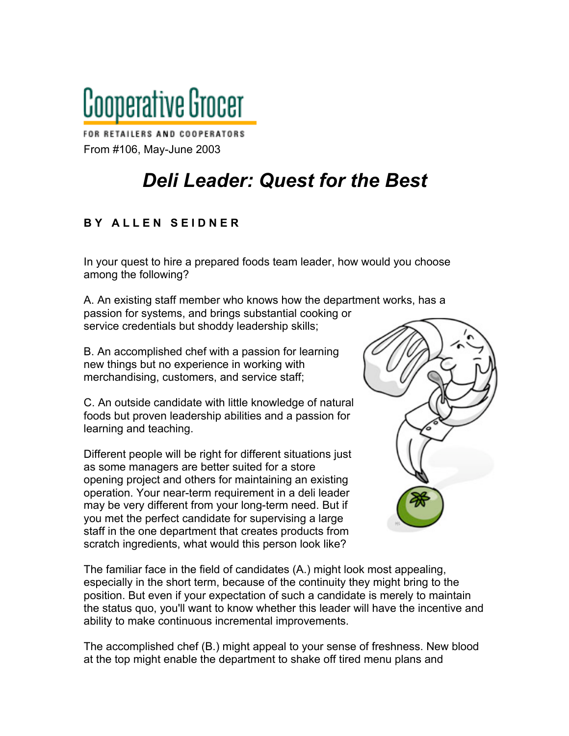Cooperative Grocer

FOR RETAILERS AND COOPERATORS

From #106, May-June 2003

# *Deli Leader: Quest for the Best*

**BY ALLEN SEIDNER**

In your quest to hire a prepared foods team leader, how would you choose among the following?

A. An existing staff member who knows how the department works, has a passion for systems, and brings substantial cooking or service credentials but shoddy leadership skills;

B. An accomplished chef with a passion for learning new things but no experience in working with merchandising, customers, and service staff;

C. An outside candidate with little knowledge of natural foods but proven leadership abilities and a passion for learning and teaching.

Different people will be right for different situations just as some managers are better suited for a store opening project and others for maintaining an existing operation. Your near-term requirement in a deli leader may be very different from your long-term need. But if you met the perfect candidate for supervising a large staff in the one department that creates products from scratch ingredients, what would this person look like?

The familiar face in the field of candidates (A.) might look most appealing, especially in the short term, because of the continuity they might bring to the position. But even if your expectation of such a candidate is merely to maintain the status quo, you'll want to know whether this leader will have the incentive and ability to make continuous incremental improvements.

The accomplished chef (B.) might appeal to your sense of freshness. New blood at the top might enable the department to shake off tired menu plans and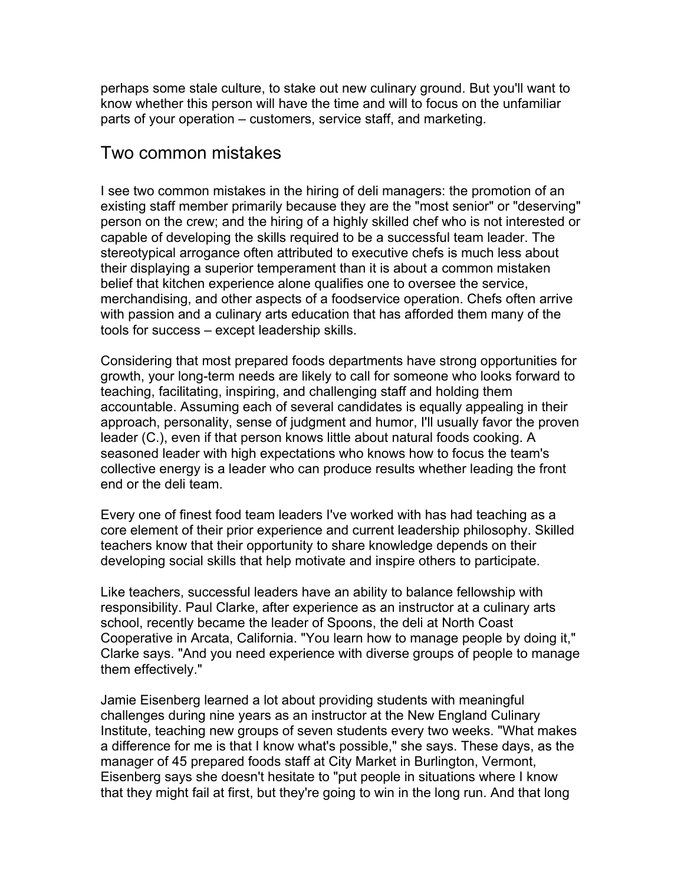perhaps some stale culture, to stake out new culinary ground. But you'll want to know whether this person will have the time and will to focus on the unfamiliar parts of your operation – customers, service staff, and marketing.

## Two common mistakes

I see two common mistakes in the hiring of deli managers: the promotion of an existing staff member primarily because they are the "most senior" or "deserving" person on the crew; and the hiring of a highly skilled chef who is not interested or capable of developing the skills required to be a successful team leader. The stereotypical arrogance often attributed to executive chefs is much less about their displaying a superior temperament than it is about a common mistaken belief that kitchen experience alone qualifies one to oversee the service, merchandising, and other aspects of a foodservice operation. Chefs often arrive with passion and a culinary arts education that has afforded them many of the tools for success – except leadership skills.

Considering that most prepared foods departments have strong opportunities for growth, your long-term needs are likely to call for someone who looks forward to teaching, facilitating, inspiring, and challenging staff and holding them accountable. Assuming each of several candidates is equally appealing in their approach, personality, sense of judgment and humor, I'll usually favor the proven leader (C.), even if that person knows little about natural foods cooking. A seasoned leader with high expectations who knows how to focus the team's collective energy is a leader who can produce results whether leading the front end or the deli team.

Every one of finest food team leaders I've worked with has had teaching as a core element of their prior experience and current leadership philosophy. Skilled teachers know that their opportunity to share knowledge depends on their developing social skills that help motivate and inspire others to participate.

Like teachers, successful leaders have an ability to balance fellowship with responsibility. Paul Clarke, after experience as an instructor at a culinary arts school, recently became the leader of Spoons, the deli at North Coast Cooperative in Arcata, California. "You learn how to manage people by doing it," Clarke says. "And you need experience with diverse groups of people to manage them effectively."

Jamie Eisenberg learned a lot about providing students with meaningful challenges during nine years as an instructor at the New England Culinary Institute, teaching new groups of seven students every two weeks. "What makes a difference for me is that I know what's possible," she says. These days, as the manager of 45 prepared foods staff at City Market in Burlington, Vermont, Eisenberg says she doesn't hesitate to "put people in situations where I know that they might fail at first, but they're going to win in the long run. And that long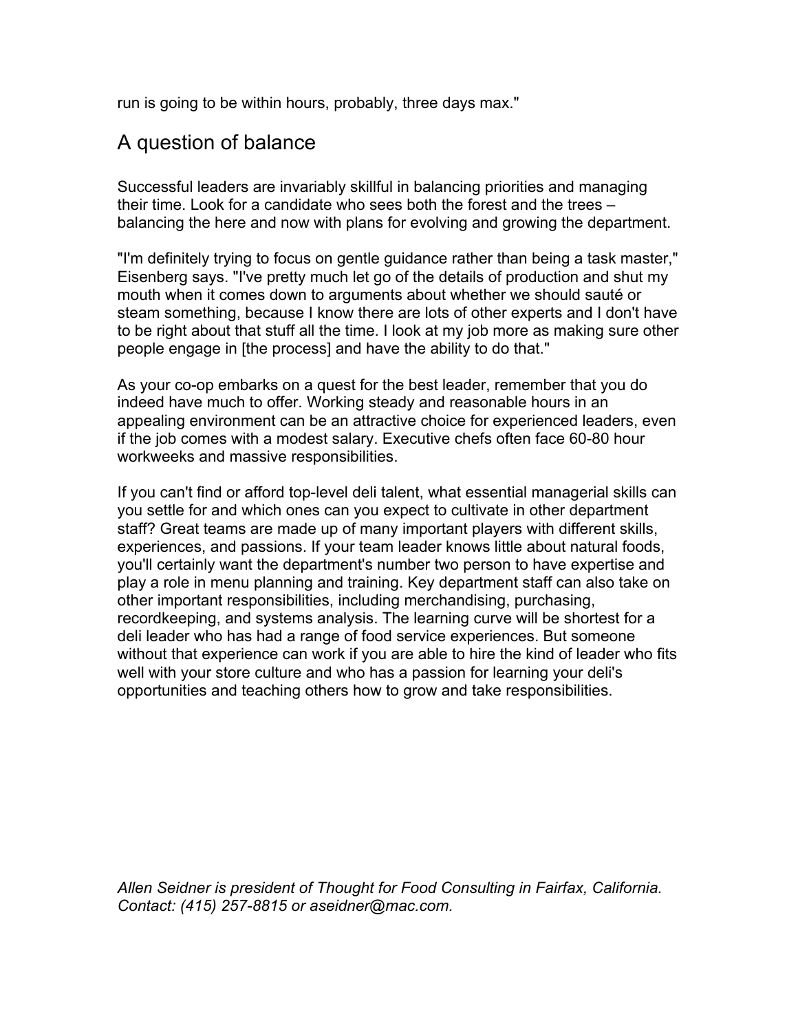run is going to be within hours, probably, three days max."

## A question of balance

Successful leaders are invariably skillful in balancing priorities and managing their time. Look for a candidate who sees both the forest and the trees – balancing the here and now with plans for evolving and growing the department.

"I'm definitely trying to focus on gentle guidance rather than being a task master," Eisenberg says. "I've pretty much let go of the details of production and shut my mouth when it comes down to arguments about whether we should sauté or steam something, because I know there are lots of other experts and I don't have to be right about that stuff all the time. I look at my job more as making sure other people engage in [the process] and have the ability to do that."

As your co-op embarks on a quest for the best leader, remember that you do indeed have much to offer. Working steady and reasonable hours in an appealing environment can be an attractive choice for experienced leaders, even if the job comes with a modest salary. Executive chefs often face 60-80 hour workweeks and massive responsibilities.

If you can't find or afford top-level deli talent, what essential managerial skills can you settle for and which ones can you expect to cultivate in other department staff? Great teams are made up of many important players with different skills, experiences, and passions. If your team leader knows little about natural foods, you'll certainly want the department's number two person to have expertise and play a role in menu planning and training. Key department staff can also take on other important responsibilities, including merchandising, purchasing, recordkeeping, and systems analysis. The learning curve will be shortest for a deli leader who has had a range of food service experiences. But someone without that experience can work if you are able to hire the kind of leader who fits well with your store culture and who has a passion for learning your deli's opportunities and teaching others how to grow and take responsibilities.

*Allen Seidner is president of Thought for Food Consulting in Fairfax, California. Contact: (415) 257-8815 or aseidner@mac.com.*